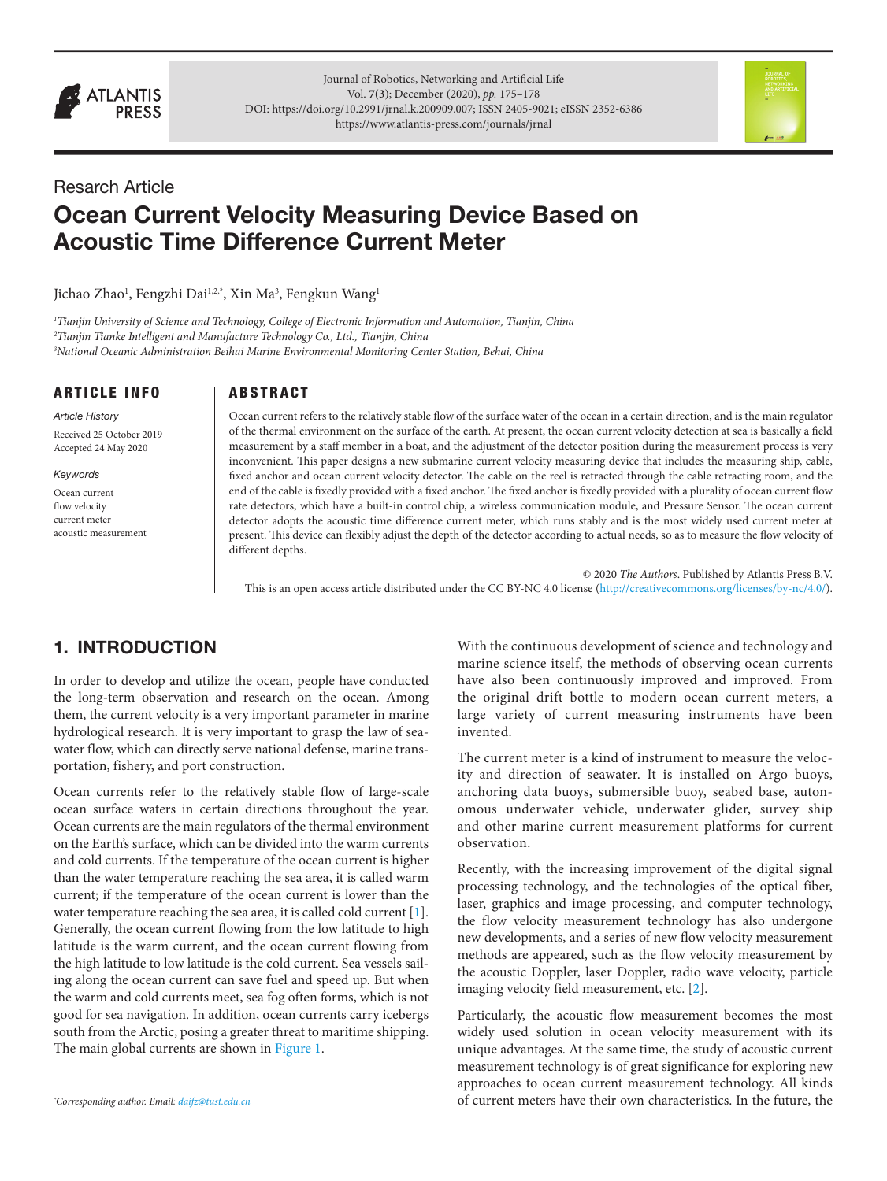Research Article

# Ocean Current Velocity Measuring Device Based on Acoustic Time Difference Current Meter

Jichao Zhao[1], Fengzhi Dai[1,2,*], Xin Ma[3], Fengkun Wang[1]

[1]*Tianjin University of Science and Technology, College of Electronic Information and Automation, Tianjin, China*
[2]*Tianjin Tianke Intelligent and Manufacture Technology Co., Ltd., Tianjin, China*
[3]*National Oceanic Administration Beihai Marine Environmental Monitoring Center Station, Behai, China*

## ARTICLE INFO

*Article History*

Received 25 October 2019
Accepted 24 May 2020

*Keywords*

Ocean current
flow velocity
current meter
acoustic measurement

## ABSTRACT

Ocean current refers to the relatively stable flow of the surface water of the ocean in a certain direction, and is the main regulator of the thermal environment on the surface of the earth. At present, the ocean current velocity detection at sea is basically a field measurement by a staff member in a boat, and the adjustment of the detector position during the measurement process is very inconvenient. This paper designs a new submarine current velocity measuring device that includes the measuring ship, cable, fixed anchor and ocean current velocity detector. The cable on the reel is retracted through the cable retracting room, and the end of the cable is fixedly provided with a fixed anchor. The fixed anchor is fixedly provided with a plurality of ocean current flow rate detectors, which have a built-in control chip, a wireless communication module, and Pressure Sensor. The ocean current detector adopts the acoustic time difference current meter, which runs stably and is the most widely used current meter at present. This device can flexibly adjust the depth of the detector according to actual needs, so as to measure the flow velocity of different depths.

© 2020 *The Authors*. Published by Atlantis Press B.V.
This is an open access article distributed under the CC BY-NC 4.0 license (http://creativecommons.org/licenses/by-nc/4.0/).

## 1. INTRODUCTION

In order to develop and utilize the ocean, people have conducted the long-term observation and research on the ocean. Among them, the current velocity is a very important parameter in marine hydrological research. It is very important to grasp the law of seawater flow, which can directly serve national defense, marine transportation, fishery, and port construction.

Ocean currents refer to the relatively stable flow of large-scale ocean surface waters in certain directions throughout the year. Ocean currents are the main regulators of the thermal environment on the Earth's surface, which can be divided into the warm currents and cold currents. If the temperature of the ocean current is higher than the water temperature reaching the sea area, it is called warm current; if the temperature of the ocean current is lower than the water temperature reaching the sea area, it is called cold current [1]. Generally, the ocean current flowing from the low latitude to high latitude is the warm current, and the ocean current flowing from the high latitude to low latitude is the cold current. Sea vessels sailing along the ocean current can save fuel and speed up. But when the warm and cold currents meet, sea fog often forms, which is not good for sea navigation. In addition, ocean currents carry icebergs south from the Arctic, posing a greater threat to maritime shipping. The main global currents are shown in Figure 1.

With the continuous development of science and technology and marine science itself, the methods of observing ocean currents have also been continuously improved and improved. From the original drift bottle to modern ocean current meters, a large variety of current measuring instruments have been invented.

The current meter is a kind of instrument to measure the velocity and direction of seawater. It is installed on Argo buoys, anchoring data buoys, submersible buoy, seabed base, autonomous underwater vehicle, underwater glider, survey ship and other marine current measurement platforms for current observation.

Recently, with the increasing improvement of the digital signal processing technology, and the technologies of the optical fiber, laser, graphics and image processing, and computer technology, the flow velocity measurement technology has also undergone new developments, and a series of new flow velocity measurement methods are appeared, such as the flow velocity measurement by the acoustic Doppler, laser Doppler, radio wave velocity, particle imaging velocity field measurement, etc. [2].

Particularly, the acoustic flow measurement becomes the most widely used solution in ocean velocity measurement with its unique advantages. At the same time, the study of acoustic current measurement technology is of great significance for exploring new approaches to ocean current measurement technology. All kinds of current meters have their own characteristics. In the future, the

*Corresponding author. Email: daifz@tust.edu.cn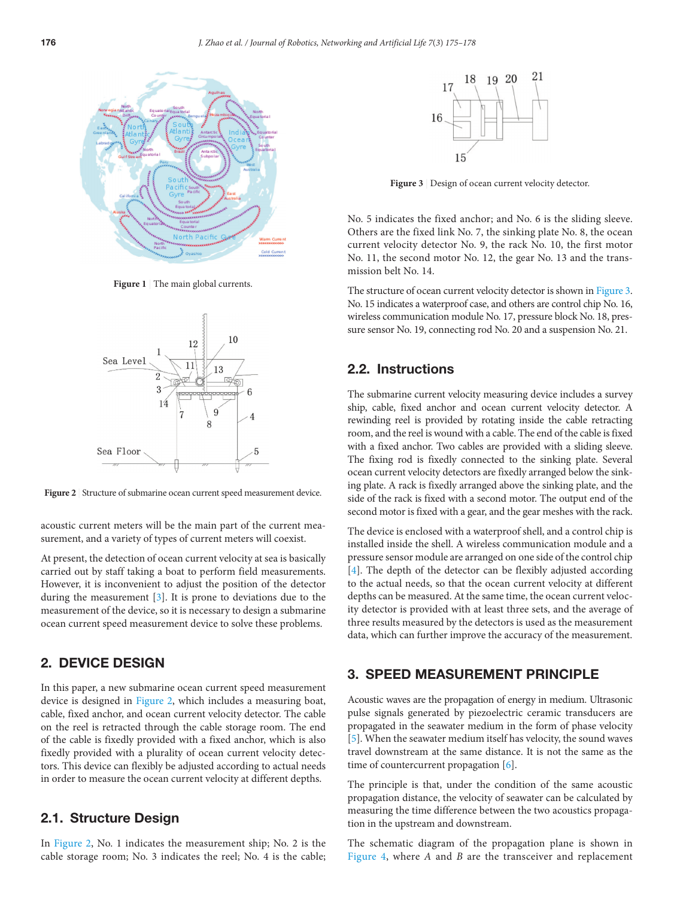Figure 1 | The main global currents.

Figure 2 | Structure of submarine ocean current speed measurement device.

acoustic current meters will be the main part of the current measurement, and a variety of types of current meters will coexist.

At present, the detection of ocean current velocity at sea is basically carried out by staff taking a boat to perform field measurements. However, it is inconvenient to adjust the position of the detector during the measurement [3]. It is prone to deviations due to the measurement of the device, so it is necessary to design a submarine ocean current speed measurement device to solve these problems.

## 2. DEVICE DESIGN

In this paper, a new submarine ocean current speed measurement device is designed in Figure 2, which includes a measuring boat, cable, fixed anchor, and ocean current velocity detector. The cable on the reel is retracted through the cable storage room. The end of the cable is fixedly provided with a fixed anchor, which is also fixedly provided with a plurality of ocean current velocity detectors. This device can flexibly be adjusted according to actual needs in order to measure the ocean current velocity at different depths.

### 2.1. Structure Design

In Figure 2, No. 1 indicates the measurement ship; No. 2 is the cable storage room; No. 3 indicates the reel; No. 4 is the cable; No. 5 indicates the fixed anchor; and No. 6 is the sliding sleeve. Others are the fixed link No. 7, the sinking plate No. 8, the ocean current velocity detector No. 9, the rack No. 10, the first motor No. 11, the second motor No. 12, the gear No. 13 and the transmission belt No. 14.

Figure 3 | Design of ocean current velocity detector.

The structure of ocean current velocity detector is shown in Figure 3. No. 15 indicates a waterproof case, and others are control chip No. 16, wireless communication module No. 17, pressure block No. 18, pressure sensor No. 19, connecting rod No. 20 and a suspension No. 21.

### 2.2. Instructions

The submarine current velocity measuring device includes a survey ship, cable, fixed anchor and ocean current velocity detector. A rewinding reel is provided by rotating inside the cable retracting room, and the reel is wound with a cable. The end of the cable is fixed with a fixed anchor. Two cables are provided with a sliding sleeve. The fixing rod is fixedly connected to the sinking plate. Several ocean current velocity detectors are fixedly arranged below the sinking plate. A rack is fixedly arranged above the sinking plate, and the side of the rack is fixed with a second motor. The output end of the second motor is fixed with a gear, and the gear meshes with the rack.

The device is enclosed with a waterproof shell, and a control chip is installed inside the shell. A wireless communication module and a pressure sensor module are arranged on one side of the control chip [4]. The depth of the detector can be flexibly adjusted according to the actual needs, so that the ocean current velocity at different depths can be measured. At the same time, the ocean current velocity detector is provided with at least three sets, and the average of three results measured by the detectors is used as the measurement data, which can further improve the accuracy of the measurement.

## 3. SPEED MEASUREMENT PRINCIPLE

Acoustic waves are the propagation of energy in medium. Ultrasonic pulse signals generated by piezoelectric ceramic transducers are propagated in the seawater medium in the form of phase velocity [5]. When the seawater medium itself has velocity, the sound waves travel downstream at the same distance. It is not the same as the time of countercurrent propagation [6].

The principle is that, under the condition of the same acoustic propagation distance, the velocity of seawater can be calculated by measuring the time difference between the two acoustics propagation in the upstream and downstream.

The schematic diagram of the propagation plane is shown in Figure 4, where *A* and *B* are the transceiver and replacement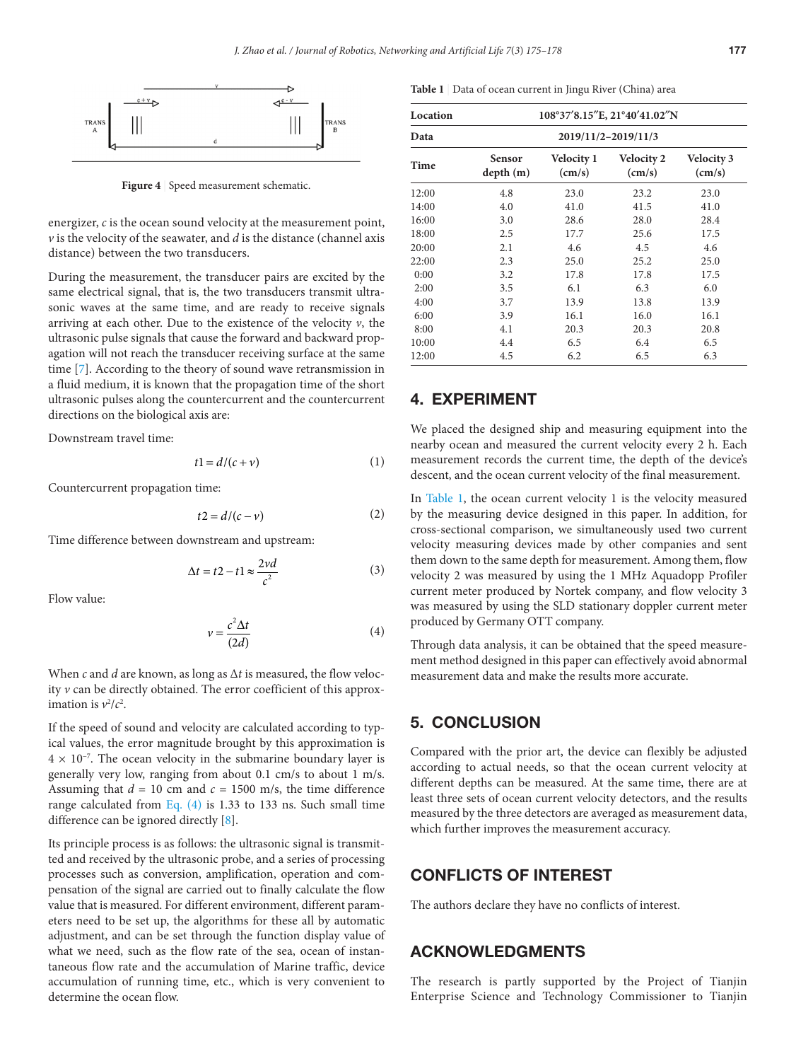Figure 4 | Speed measurement schematic.

energizer, $c$ is the ocean sound velocity at the measurement point, $v$ is the velocity of the seawater, and $d$ is the distance (channel axis distance) between the two transducers.

During the measurement, the transducer pairs are excited by the same electrical signal, that is, the two transducers transmit ultrasonic waves at the same time, and are ready to receive signals arriving at each other. Due to the existence of the velocity $v$, the ultrasonic pulse signals that cause the forward and backward propagation will not reach the transducer receiving surface at the same time [7]. According to the theory of sound wave retransmission in a fluid medium, it is known that the propagation time of the short ultrasonic pulses along the countercurrent and the countercurrent directions on the biological axis are:

Downstream travel time:

$$t1 = d/(c+v) \tag{1}$$

Countercurrent propagation time:

$$t2 = d/(c-v) \tag{2}$$

Time difference between downstream and upstream:

$$\Delta t = t2 - t1 \approx \frac{2vd}{c^2} \tag{3}$$

Flow value:

$$v = \frac{c^2 \Delta t}{(2d)} \tag{4}$$

When $c$ and $d$ are known, as long as $\Delta t$ is measured, the flow velocity $v$ can be directly obtained. The error coefficient of this approximation is $v^2/c^2$.

If the speed of sound and velocity are calculated according to typical values, the error magnitude brought by this approximation is $4 \times 10^{-7}$. The ocean velocity in the submarine boundary layer is generally very low, ranging from about 0.1 cm/s to about 1 m/s. Assuming that $d$ = 10 cm and $c$ = 1500 m/s, the time difference range calculated from Eq. (4) is 1.33 to 133 ns. Such small time difference can be ignored directly [8].

Its principle process is as follows: the ultrasonic signal is transmitted and received by the ultrasonic probe, and a series of processing processes such as conversion, amplification, operation and compensation of the signal are carried out to finally calculate the flow value that is measured. For different environment, different parameters need to be set up, the algorithms for these all by automatic adjustment, and can be set through the function display value of what we need, such as the flow rate of the sea, ocean of instantaneous flow rate and the accumulation of Marine traffic, device accumulation of running time, etc., which is very convenient to determine the ocean flow.

Table 1 | Data of ocean current in Jingu River (China) area

| Location | 108°37′8.15″E, 21°40′41.02″N | | | |
|---|---|---|---|---|
| Data | 2019/11/2–2019/11/3 | | | |
| Time | Sensor depth (m) | Velocity 1 (cm/s) | Velocity 2 (cm/s) | Velocity 3 (cm/s) |
| 12:00 | 4.8 | 23.0 | 23.2 | 23.0 |
| 14:00 | 4.0 | 41.0 | 41.5 | 41.0 |
| 16:00 | 3.0 | 28.6 | 28.0 | 28.4 |
| 18:00 | 2.5 | 17.7 | 25.6 | 17.5 |
| 20:00 | 2.1 | 4.6 | 4.5 | 4.6 |
| 22:00 | 2.3 | 25.0 | 25.2 | 25.0 |
| 0:00 | 3.2 | 17.8 | 17.8 | 17.5 |
| 2:00 | 3.5 | 6.1 | 6.3 | 6.0 |
| 4:00 | 3.7 | 13.9 | 13.8 | 13.9 |
| 6:00 | 3.9 | 16.1 | 16.0 | 16.1 |
| 8:00 | 4.1 | 20.3 | 20.3 | 20.8 |
| 10:00 | 4.4 | 6.5 | 6.4 | 6.5 |
| 12:00 | 4.5 | 6.2 | 6.5 | 6.3 |

## 4. EXPERIMENT

We placed the designed ship and measuring equipment into the nearby ocean and measured the current velocity every 2 h. Each measurement records the current time, the depth of the device's descent, and the ocean current velocity of the final measurement.

In Table 1, the ocean current velocity 1 is the velocity measured by the measuring device designed in this paper. In addition, for cross-sectional comparison, we simultaneously used two current velocity measuring devices made by other companies and sent them down to the same depth for measurement. Among them, flow velocity 2 was measured by using the 1 MHz Aquadopp Profiler current meter produced by Nortek company, and flow velocity 3 was measured by using the SLD stationary doppler current meter produced by Germany OTT company.

Through data analysis, it can be obtained that the speed measurement method designed in this paper can effectively avoid abnormal measurement data and make the results more accurate.

## 5. CONCLUSION

Compared with the prior art, the device can flexibly be adjusted according to actual needs, so that the ocean current velocity at different depths can be measured. At the same time, there are at least three sets of ocean current velocity detectors, and the results measured by the three detectors are averaged as measurement data, which further improves the measurement accuracy.

## CONFLICTS OF INTEREST

The authors declare they have no conflicts of interest.

## ACKNOWLEDGMENTS

The research is partly supported by the Project of Tianjin Enterprise Science and Technology Commissioner to Tianjin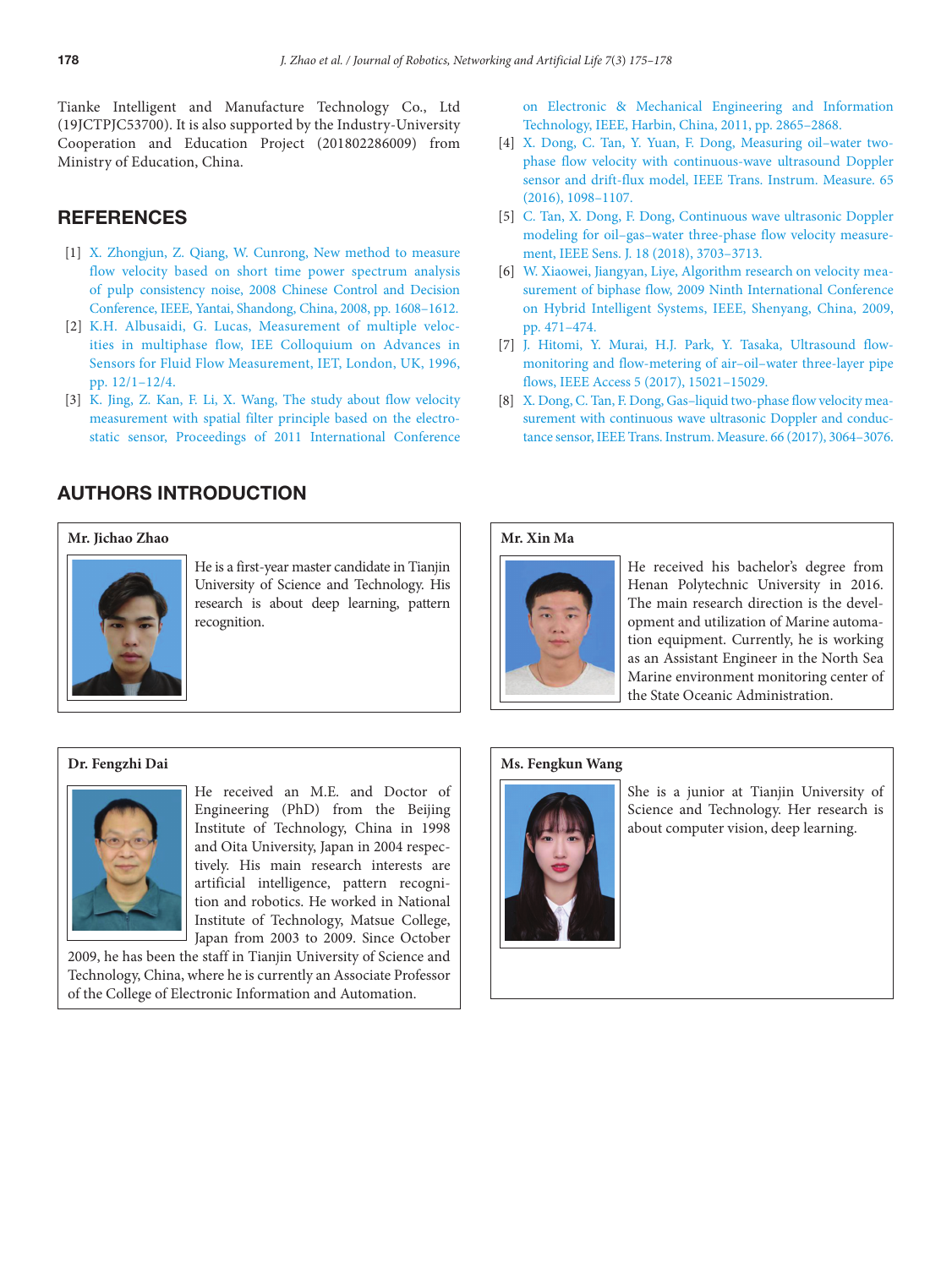Tianke Intelligent and Manufacture Technology Co., Ltd (19JCTPJC53700). It is also supported by the Industry-University Cooperation and Education Project (201802286009) from Ministry of Education, China.

## REFERENCES

[1] X. Zhongjun, Z. Qiang, W. Cunrong, New method to measure flow velocity based on short time power spectrum analysis of pulp consistency noise, 2008 Chinese Control and Decision Conference, IEEE, Yantai, Shandong, China, 2008, pp. 1608–1612.

[2] K.H. Albusaidi, G. Lucas, Measurement of multiple velocities in multiphase flow, IEE Colloquium on Advances in Sensors for Fluid Flow Measurement, IET, London, UK, 1996, pp. 12/1–12/4.

[3] K. Jing, Z. Kan, F. Li, X. Wang, The study about flow velocity measurement with spatial filter principle based on the electrostatic sensor, Proceedings of 2011 International Conference on Electronic & Mechanical Engineering and Information Technology, IEEE, Harbin, China, 2011, pp. 2865–2868.

[4] X. Dong, C. Tan, Y. Yuan, F. Dong, Measuring oil–water two-phase flow velocity with continuous-wave ultrasound Doppler sensor and drift-flux model, IEEE Trans. Instrum. Measure. 65 (2016), 1098–1107.

[5] C. Tan, X. Dong, F. Dong, Continuous wave ultrasonic Doppler modeling for oil–gas–water three-phase flow velocity measurement, IEEE Sens. J. 18 (2018), 3703–3713.

[6] W. Xiaowei, Jiangyan, Liye, Algorithm research on velocity measurement of biphase flow, 2009 Ninth International Conference on Hybrid Intelligent Systems, IEEE, Shenyang, China, 2009, pp. 471–474.

[7] J. Hitomi, Y. Murai, H.J. Park, Y. Tasaka, Ultrasound flow-monitoring and flow-metering of air–oil–water three-layer pipe flows, IEEE Access 5 (2017), 15021–15029.

[8] X. Dong, C. Tan, F. Dong, Gas–liquid two-phase flow velocity measurement with continuous wave ultrasonic Doppler and conductance sensor, IEEE Trans. Instrum. Measure. 66 (2017), 3064–3076.

## AUTHORS INTRODUCTION

**Mr. Jichao Zhao**

He is a first-year master candidate in Tianjin University of Science and Technology. His research is about deep learning, pattern recognition.

**Mr. Xin Ma**

He received his bachelor's degree from Henan Polytechnic University in 2016. The main research direction is the development and utilization of Marine automation equipment. Currently, he is working as an Assistant Engineer in the North Sea Marine environment monitoring center of the State Oceanic Administration.

**Dr. Fengzhi Dai**

He received an M.E. and Doctor of Engineering (PhD) from the Beijing Institute of Technology, China in 1998 and Oita University, Japan in 2004 respectively. His main research interests are artificial intelligence, pattern recognition and robotics. He worked in National Institute of Technology, Matsue College, Japan from 2003 to 2009. Since October 2009, he has been the staff in Tianjin University of Science and Technology, China, where he is currently an Associate Professor of the College of Electronic Information and Automation.

**Ms. Fengkun Wang**

She is a junior at Tianjin University of Science and Technology. Her research is about computer vision, deep learning.